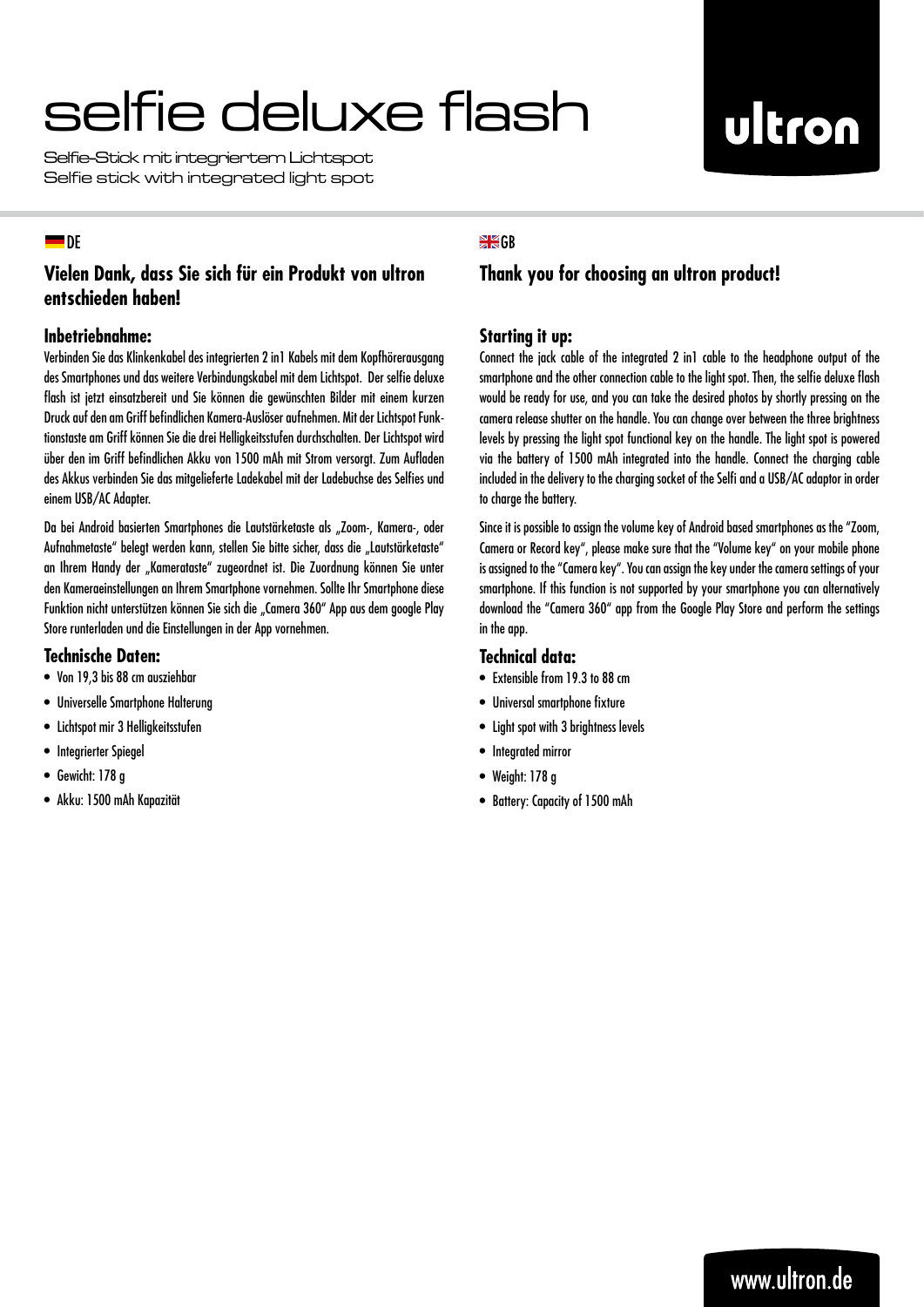# selfie deluxe flash

Selfie-Stick mit integriertem Lichtspot
Selfie stick with integrated light spot

ultron

DE

## Vielen Dank, dass Sie sich für ein Produkt von ultron entschieden haben!

### Inbetriebnahme:

Verbinden Sie das Klinkenkabel des integrierten 2 in1 Kabels mit dem Kopfhörerausgang des Smartphones und das weitere Verbindungskabel mit dem Lichtspot. Der selfie deluxe flash ist jetzt einsatzbereit und Sie können die gewünschten Bilder mit einem kurzen Druck auf den am Griff befindlichen Kamera-Auslöser aufnehmen. Mit der Lichtspot Funktionstaste am Griff können Sie die drei Helligkeitsstufen durchschalten. Der Lichtspot wird über den im Griff befindlichen Akku von 1500 mAh mit Strom versorgt. Zum Aufladen des Akkus verbinden Sie das mitgelieferte Ladekabel mit der Ladebuchse des Selfies und einem USB/AC Adapter.

Da bei Android basierten Smartphones die Lautstärketaste als „Zoom-, Kamera-, oder Aufnahmetaste" belegt werden kann, stellen Sie bitte sicher, dass die „Lautstärketaste" an Ihrem Handy der „Kamerataste" zugeordnet ist. Die Zuordnung können Sie unter den Kameraeinstellungen an Ihrem Smartphone vornehmen. Sollte Ihr Smartphone diese Funktion nicht unterstützen können Sie sich die „Camera 360" App aus dem google Play Store runterladen und die Einstellungen in der App vornehmen.

### Technische Daten:

- Von 19,3 bis 88 cm ausziehbar
- Universelle Smartphone Halterung
- Lichtspot mir 3 Helligkeitsstufen
- Integrierter Spiegel
- Gewicht: 178 g
- Akku: 1500 mAh Kapazität

GB

## Thank you for choosing an ultron product!

### Starting it up:

Connect the jack cable of the integrated 2 in1 cable to the headphone output of the smartphone and the other connection cable to the light spot. Then, the selfie deluxe flash would be ready for use, and you can take the desired photos by shortly pressing on the camera release shutter on the handle. You can change over between the three brightness levels by pressing the light spot functional key on the handle. The light spot is powered via the battery of 1500 mAh integrated into the handle. Connect the charging cable included in the delivery to the charging socket of the Selfi and a USB/AC adaptor in order to charge the battery.

Since it is possible to assign the volume key of Android based smartphones as the "Zoom, Camera or Record key", please make sure that the "Volume key" on your mobile phone is assigned to the "Camera key". You can assign the key under the camera settings of your smartphone. If this function is not supported by your smartphone you can alternatively download the "Camera 360" app from the Google Play Store and perform the settings in the app.

### Technical data:

- Extensible from 19.3 to 88 cm
- Universal smartphone fixture
- Light spot with 3 brightness levels
- Integrated mirror
- Weight: 178 g
- Battery: Capacity of 1500 mAh

www.ultron.de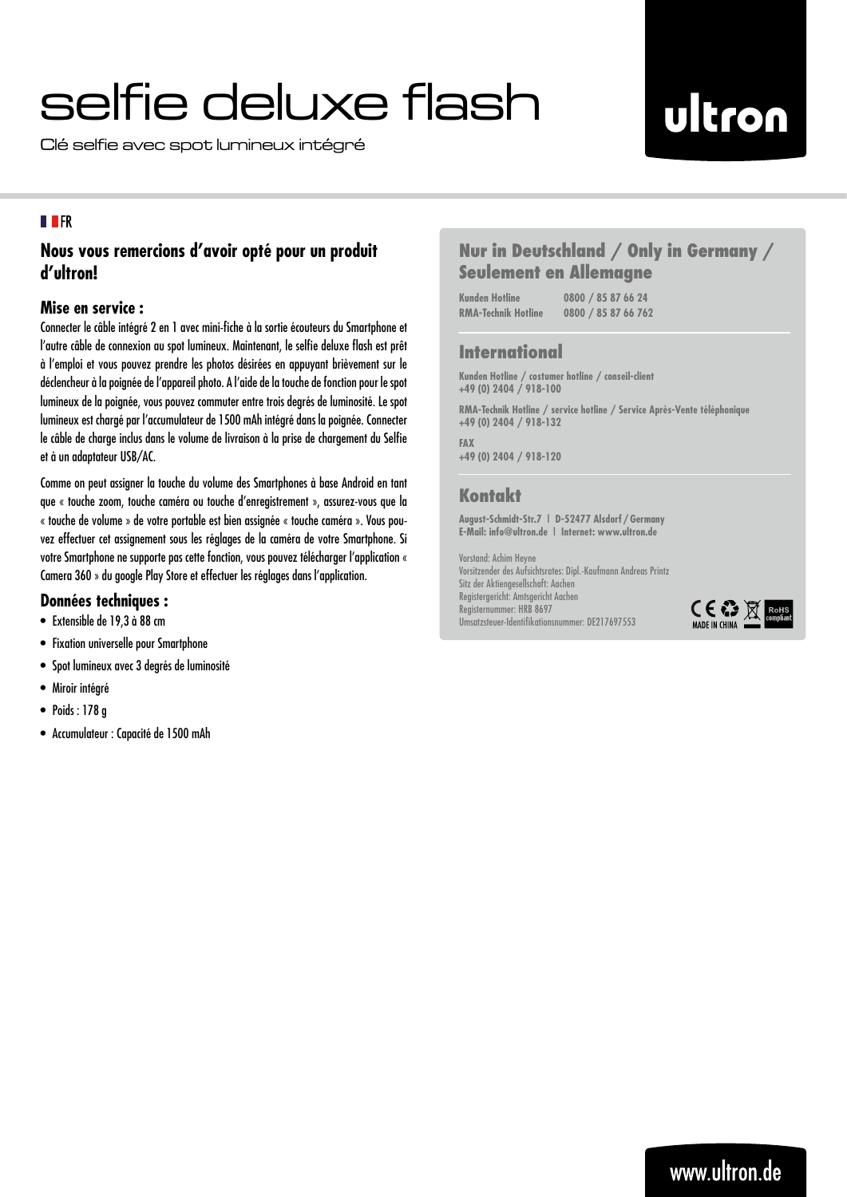# selfie deluxe flash

Clé selfie avec spot lumineux intégré

ultron

FR

## Nous vous remercions d'avoir opté pour un produit d'ultron!

### Mise en service :

Connecter le câble intégré 2 en 1 avec mini-fiche à la sortie écouteurs du Smartphone et l'autre câble de connexion au spot lumineux. Maintenant, le selfie deluxe flash est prêt à l'emploi et vous pouvez prendre les photos désirées en appuyant brièvement sur le déclencheur à la poignée de l'appareil photo. A l'aide de la touche de fonction pour le spot lumineux de la poignée, vous pouvez commuter entre trois degrés de luminosité. Le spot lumineux est chargé par l'accumulateur de 1500 mAh intégré dans la poignée. Connecter le câble de charge inclus dans le volume de livraison à la prise de chargement du Selfie et à un adaptateur USB/AC.

Comme on peut assigner la touche du volume des Smartphones à base Android en tant que « touche zoom, touche caméra ou touche d'enregistrement », assurez-vous que la « touche de volume » de votre portable est bien assignée « touche caméra ». Vous pouvez effectuer cet assignement sous les réglages de la caméra de votre Smartphone. Si votre Smartphone ne supporte pas cette fonction, vous pouvez télécharger l'application « Camera 360 » du google Play Store et effectuer les réglages dans l'application.

### Données techniques :

- Extensible de 19,3 à 88 cm
- Fixation universelle pour Smartphone
- Spot lumineux avec 3 degrés de luminosité
- Miroir intégré
- Poids : 178 g
- Accumulateur : Capacité de 1500 mAh

## Nur in Deutschland / Only in Germany / Seulement en Allemagne

| | |
|---|---|
| Kunden Hotline | 0800 / 85 87 66 24 |
| RMA-Technik Hotline | 0800 / 85 87 66 762 |

## International

Kunden Hotline / costumer hotline / conseil-client
+49 (0) 2404 / 918-100

RMA-Technik Hotline / service hotline / Service Après-Vente téléphonique
+49 (0) 2404 / 918-132

FAX
+49 (0) 2404 / 918-120

## Kontakt

August-Schmidt-Str.7 | D-52477 Alsdorf / Germany
E-Mail: info@ultron.de | Internet: www.ultron.de

Vorstand: Achim Heyne
Vorsitzender des Aufsichtsrates: Dipl.-Kaufmann Andreas Printz
Sitz der Aktiengesellschaft: Aachen
Registergericht: Amtsgericht Aachen
Registernummer: HRB 8697
Umsatzsteuer-Identifikationsnummer: DE217697553

MADE IN CHINA
RoHS compliant

www.ultron.de